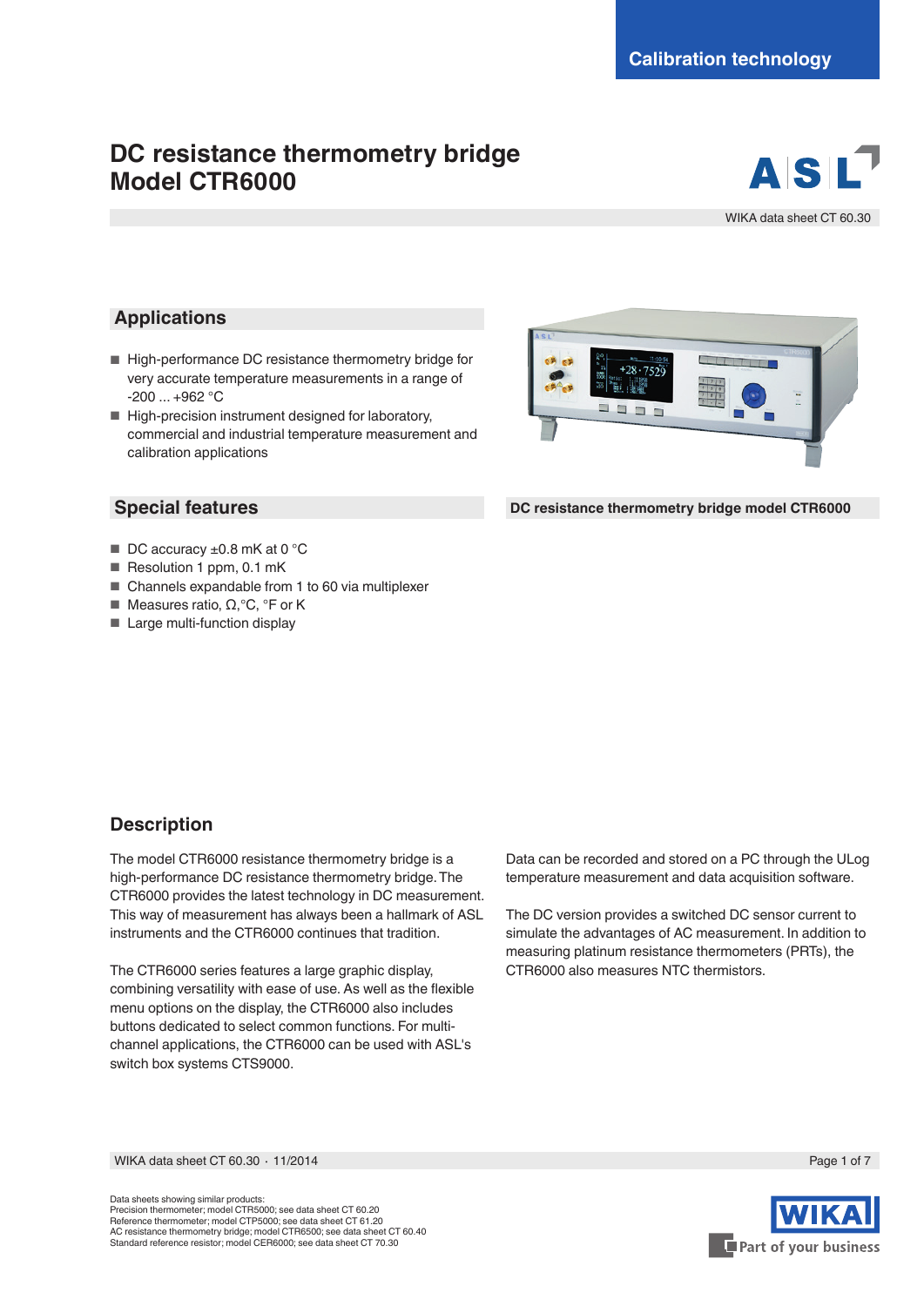Calibration technology

# DC resistance thermometry bridge Model CTR6000

WIKA data sheet CT 60.30

## Applications

- High-performance DC resistance thermometry bridge for very accurate temperature measurements in a range of -200 ... +962 °C
- High-precision instrument designed for laboratory, commercial and industrial temperature measurement and calibration applications

## Special features

- DC accuracy ±0.8 mK at 0 °C
- Resolution 1 ppm, 0.1 mK
- Channels expandable from 1 to 60 via multiplexer
- Measures ratio, Ω,°C, °F or K
- Large multi-function display

**DC resistance thermometry bridge model CTR6000**

## Description

The model CTR6000 resistance thermometry bridge is a high-performance DC resistance thermometry bridge. The CTR6000 provides the latest technology in DC measurement. This way of measurement has always been a hallmark of ASL instruments and the CTR6000 continues that tradition.

The CTR6000 series features a large graphic display, combining versatility with ease of use. As well as the flexible menu options on the display, the CTR6000 also includes buttons dedicated to select common functions. For multi-channel applications, the CTR6000 can be used with ASL's switch box systems CTS9000.

Data can be recorded and stored on a PC through the ULog temperature measurement and data acquisition software.

The DC version provides a switched DC sensor current to simulate the advantages of AC measurement. In addition to measuring platinum resistance thermometers (PRTs), the CTR6000 also measures NTC thermistors.

Data sheets showing similar products:
Precision thermometer; model CTR5000; see data sheet CT 60.20
Reference thermometer; model CTP5000; see data sheet CT 61.20
AC resistance thermometry bridge; model CTR6500; see data sheet CT 60.40
Standard reference resistor; model CER6000; see data sheet CT 70.30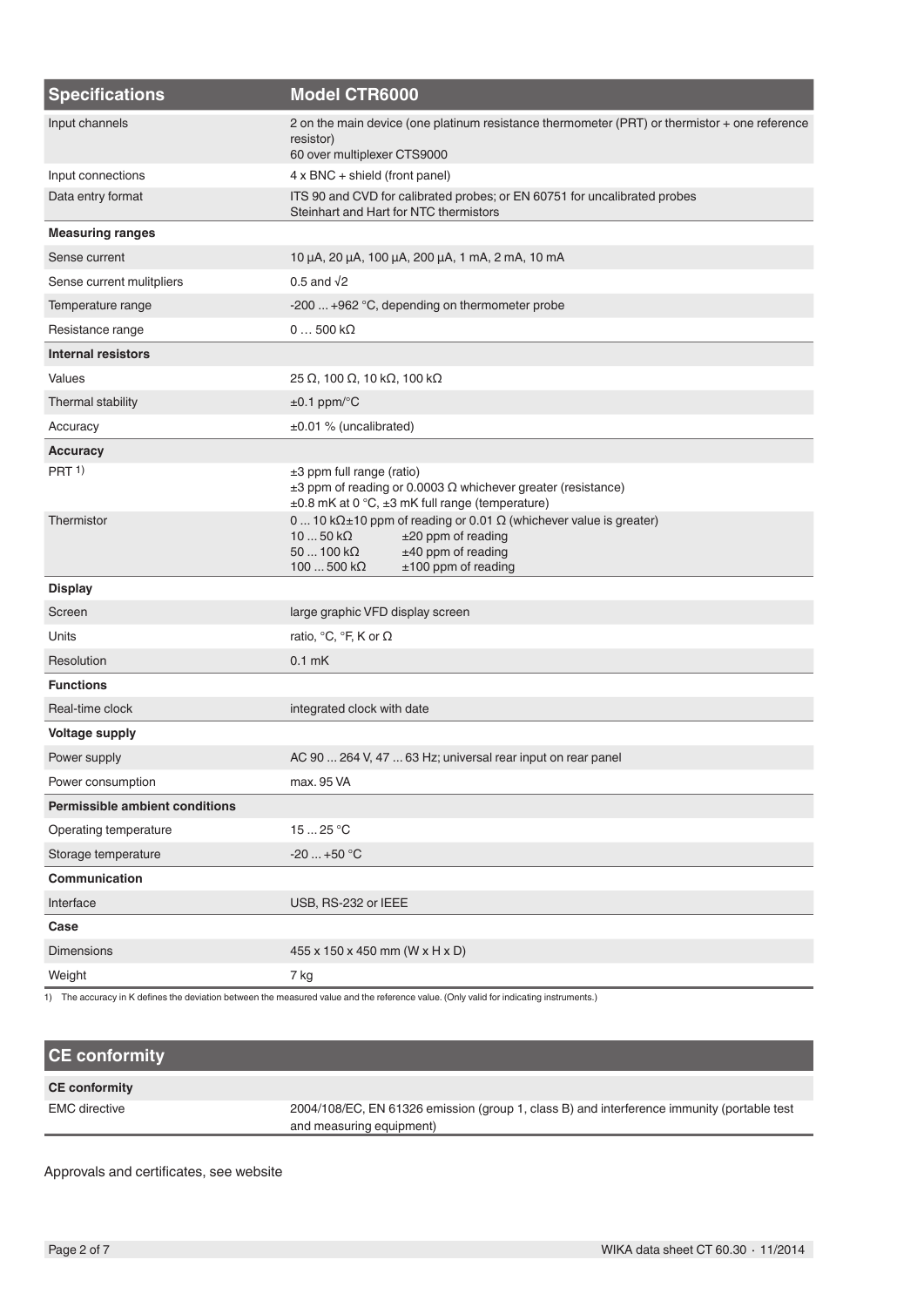| Specifications | Model CTR6000 |
|---|---|
| Input channels | 2 on the main device (one platinum resistance thermometer (PRT) or thermistor + one reference resistor)<br>60 over multiplexer CTS9000 |
| Input connections | 4 x BNC + shield (front panel) |
| Data entry format | ITS 90 and CVD for calibrated probes; or EN 60751 for uncalibrated probes<br>Steinhart and Hart for NTC thermistors |
| **Measuring ranges** | |
| Sense current | 10 µA, 20 µA, 100 µA, 200 µA, 1 mA, 2 mA, 10 mA |
| Sense current mulitpliers | 0.5 and √2 |
| Temperature range | -200 ... +962 °C, depending on thermometer probe |
| Resistance range | 0 … 500 kΩ |
| **Internal resistors** | |
| Values | 25 Ω, 100 Ω, 10 kΩ, 100 kΩ |
| Thermal stability | ±0.1 ppm/°C |
| Accuracy | ±0.01 % (uncalibrated) |
| **Accuracy** | |
| PRT [1] | ±3 ppm full range (ratio)<br>±3 ppm of reading or 0.0003 Ω whichever greater (resistance)<br>±0.8 mK at 0 °C, ±3 mK full range (temperature) |
| Thermistor | 0 ... 10 kΩ±10 ppm of reading or 0.01 Ω (whichever value is greater)<br>10 ... 50 kΩ ±20 ppm of reading<br>50 ... 100 kΩ ±40 ppm of reading<br>100 ... 500 kΩ ±100 ppm of reading |
| **Display** | |
| Screen | large graphic VFD display screen |
| Units | ratio, °C, °F, K or Ω |
| Resolution | 0.1 mK |
| **Functions** | |
| Real-time clock | integrated clock with date |
| **Voltage supply** | |
| Power supply | AC 90 ... 264 V, 47 ... 63 Hz; universal rear input on rear panel |
| Power consumption | max. 95 VA |
| **Permissible ambient conditions** | |
| Operating temperature | 15 ... 25 °C |
| Storage temperature | -20 ... +50 °C |
| **Communication** | |
| Interface | USB, RS-232 or IEEE |
| **Case** | |
| Dimensions | 455 x 150 x 450 mm (W x H x D) |
| Weight | 7 kg |

1) The accuracy in K defines the deviation between the measured value and the reference value. (Only valid for indicating instruments.)

## CE conformity

| CE conformity | |
|---|---|
| EMC directive | 2004/108/EC, EN 61326 emission (group 1, class B) and interference immunity (portable test and measuring equipment) |

Approvals and certificates, see website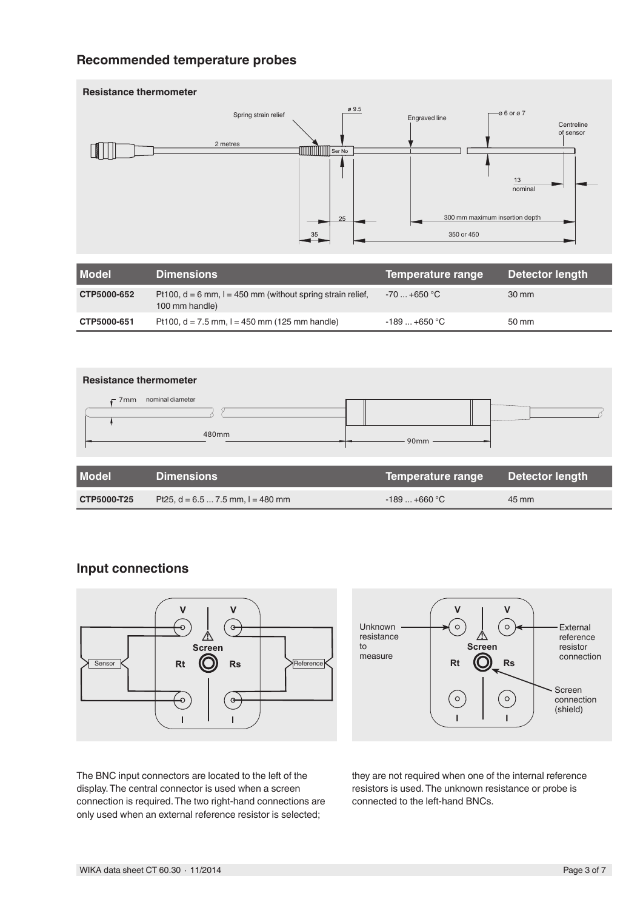## Recommended temperature probes

### Resistance thermometer

| Model | Dimensions | Temperature range | Detector length |
|---|---|---|---|
| **CTP5000-652** | Pt100, d = 6 mm, l = 450 mm (without spring strain relief, 100 mm handle) | -70 ... +650 °C | 30 mm |
| **CTP5000-651** | Pt100, d = 7.5 mm, l = 450 mm (125 mm handle) | -189 ... +650 °C | 50 mm |

### Resistance thermometer

| Model | Dimensions | Temperature range | Detector length |
|---|---|---|---|
| **CTP5000-T25** | Pt25, d = 6.5 ... 7.5 mm, l = 480 mm | -189 ... +660 °C | 45 mm |

## Input connections

The BNC input connectors are located to the left of the display. The central connector is used when a screen connection is required. The two right-hand connections are only used when an external reference resistor is selected; they are not required when one of the internal reference resistors is used. The unknown resistance or probe is connected to the left-hand BNCs.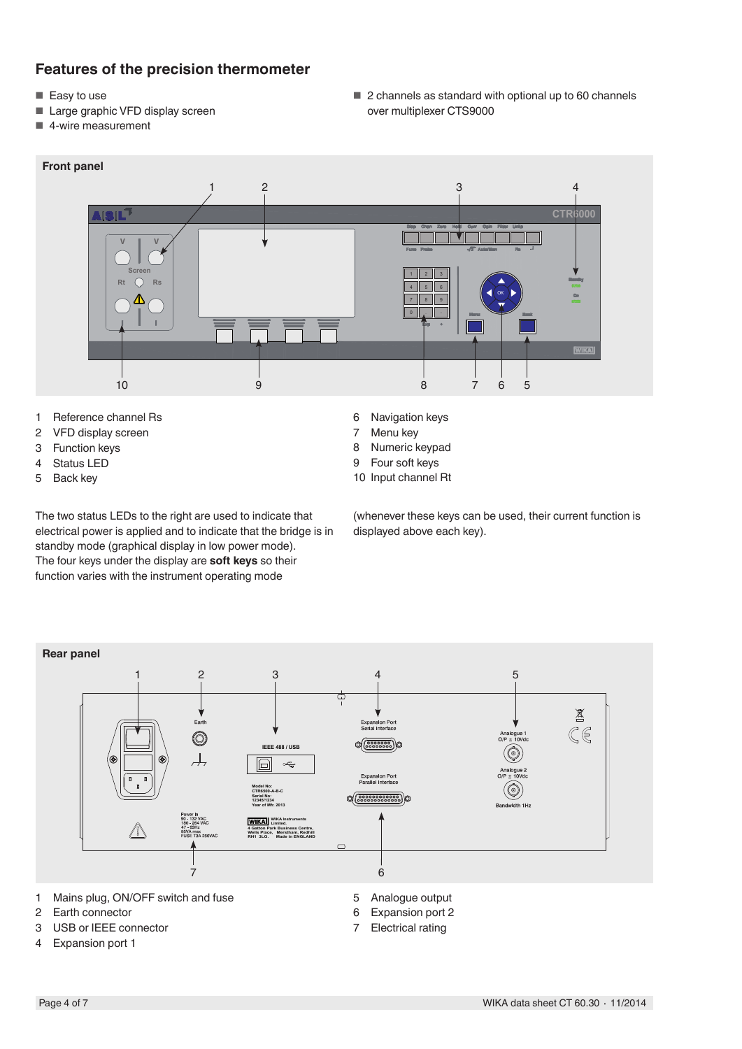## Features of the precision thermometer

- Easy to use
- Large graphic VFD display screen
- 4-wire measurement
- 2 channels as standard with optional up to 60 channels over multiplexer CTS9000

### Front panel

1. Reference channel Rs
2. VFD display screen
3. Function keys
4. Status LED
5. Back key
6. Navigation keys
7. Menu key
8. Numeric keypad
9. Four soft keys
10. Input channel Rt

The two status LEDs to the right are used to indicate that electrical power is applied and to indicate that the bridge is in standby mode (graphical display in low power mode). The four keys under the display are **soft keys** so their function varies with the instrument operating mode (whenever these keys can be used, their current function is displayed above each key).

### Rear panel

1. Mains plug, ON/OFF switch and fuse
2. Earth connector
3. USB or IEEE connector
4. Expansion port 1
5. Analogue output
6. Expansion port 2
7. Electrical rating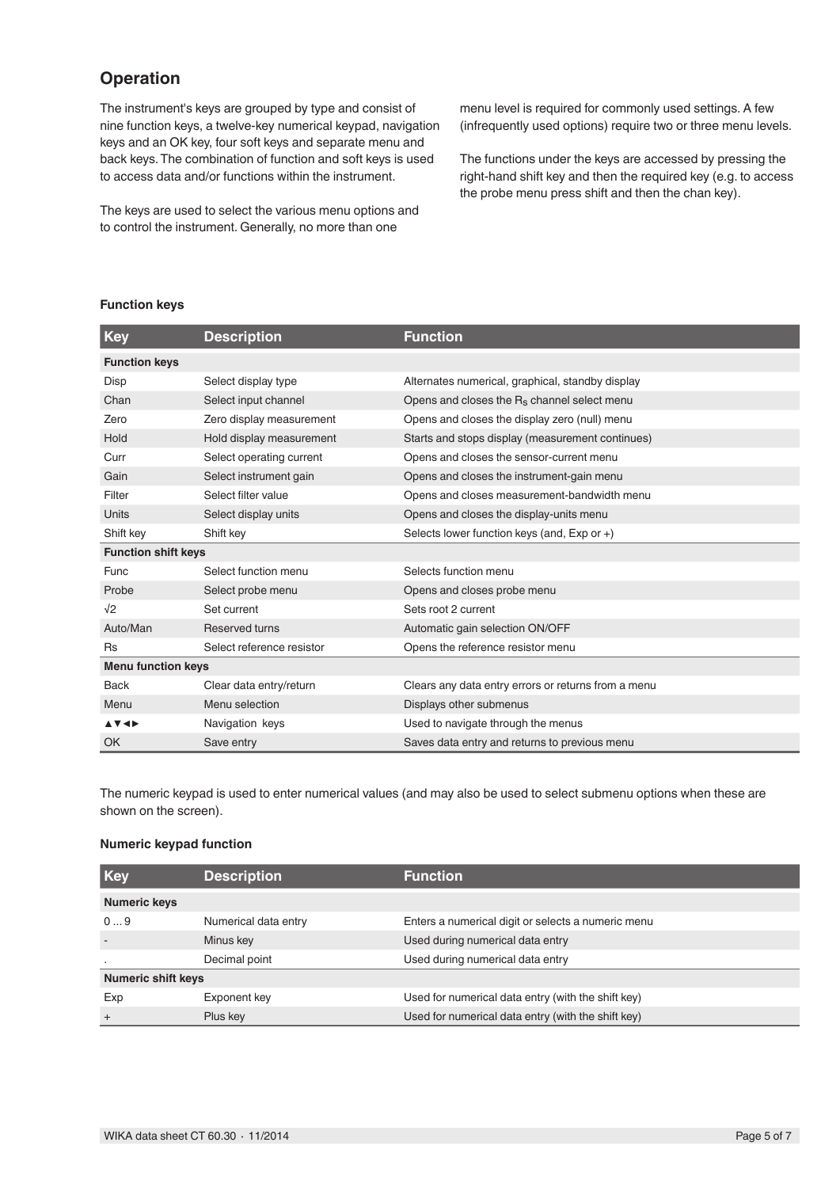## Operation

The instrument's keys are grouped by type and consist of nine function keys, a twelve-key numerical keypad, navigation keys and an OK key, four soft keys and separate menu and back keys. The combination of function and soft keys is used to access data and/or functions within the instrument.

The keys are used to select the various menu options and to control the instrument. Generally, no more than one menu level is required for commonly used settings. A few (infrequently used options) require two or three menu levels.

The functions under the keys are accessed by pressing the right-hand shift key and then the required key (e.g. to access the probe menu press shift and then the chan key).

**Function keys**

| Key | Description | Function |
|---|---|---|
| **Function keys** | | |
| Disp | Select display type | Alternates numerical, graphical, standby display |
| Chan | Select input channel | Opens and closes the $R_S$ channel select menu |
| Zero | Zero display measurement | Opens and closes the display zero (null) menu |
| Hold | Hold display measurement | Starts and stops display (measurement continues) |
| Curr | Select operating current | Opens and closes the sensor-current menu |
| Gain | Select instrument gain | Opens and closes the instrument-gain menu |
| Filter | Select filter value | Opens and closes measurement-bandwidth menu |
| Units | Select display units | Opens and closes the display-units menu |
| Shift key | Shift key | Selects lower function keys (and, Exp or +) |
| **Function shift keys** | | |
| Func | Select function menu | Selects function menu |
| Probe | Select probe menu | Opens and closes probe menu |
| √2 | Set current | Sets root 2 current |
| Auto/Man | Reserved turns | Automatic gain selection ON/OFF |
| Rs | Select reference resistor | Opens the reference resistor menu |
| **Menu function keys** | | |
| Back | Clear data entry/return | Clears any data entry errors or returns from a menu |
| Menu | Menu selection | Displays other submenus |
| ▲▼◄► | Navigation keys | Used to navigate through the menus |
| OK | Save entry | Saves data entry and returns to previous menu |

The numeric keypad is used to enter numerical values (and may also be used to select submenu options when these are shown on the screen).

**Numeric keypad function**

| Key | Description | Function |
|---|---|---|
| **Numeric keys** | | |
| 0 ... 9 | Numerical data entry | Enters a numerical digit or selects a numeric menu |
| - | Minus key | Used during numerical data entry |
| . | Decimal point | Used during numerical data entry |
| **Numeric shift keys** | | |
| Exp | Exponent key | Used for numerical data entry (with the shift key) |
| + | Plus key | Used for numerical data entry (with the shift key) |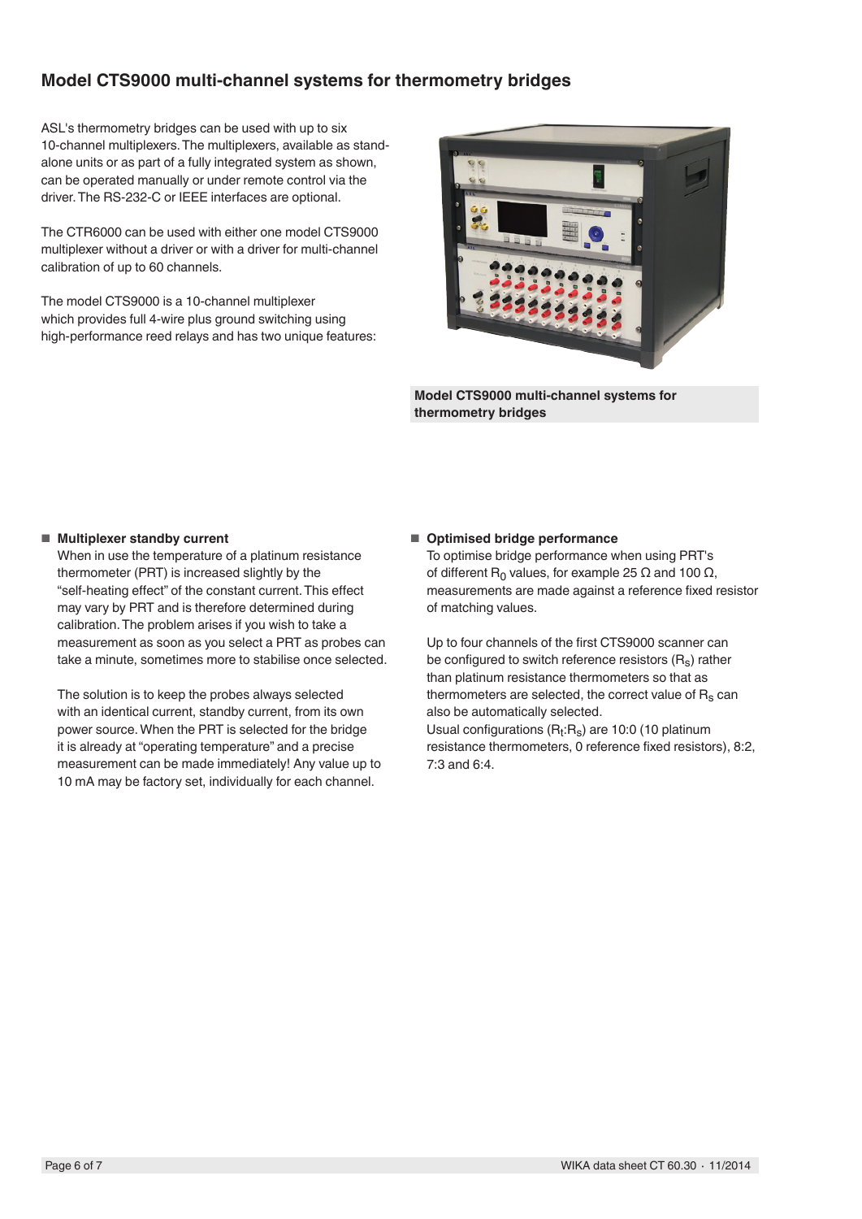## Model CTS9000 multi-channel systems for thermometry bridges

ASL's thermometry bridges can be used with up to six 10-channel multiplexers. The multiplexers, available as stand-alone units or as part of a fully integrated system as shown, can be operated manually or under remote control via the driver. The RS-232-C or IEEE interfaces are optional.

The CTR6000 can be used with either one model CTS9000 multiplexer without a driver or with a driver for multi-channel calibration of up to 60 channels.

The model CTS9000 is a 10-channel multiplexer which provides full 4-wire plus ground switching using high-performance reed relays and has two unique features:

**Model CTS9000 multi-channel systems for thermometry bridges**

- **Multiplexer standby current**
  When in use the temperature of a platinum resistance thermometer (PRT) is increased slightly by the "self-heating effect" of the constant current. This effect may vary by PRT and is therefore determined during calibration. The problem arises if you wish to take a measurement as soon as you select a PRT as probes can take a minute, sometimes more to stabilise once selected.

  The solution is to keep the probes always selected with an identical current, standby current, from its own power source. When the PRT is selected for the bridge it is already at "operating temperature" and a precise measurement can be made immediately! Any value up to 10 mA may be factory set, individually for each channel.

- **Optimised bridge performance**
  To optimise bridge performance when using PRT's of different $R_0$ values, for example 25 Ω and 100 Ω, measurements are made against a reference fixed resistor of matching values.

  Up to four channels of the first CTS9000 scanner can be configured to switch reference resistors ($R_s$) rather than platinum resistance thermometers so that as thermometers are selected, the correct value of $R_s$ can also be automatically selected.
  Usual configurations ($R_t$:$R_s$) are 10:0 (10 platinum resistance thermometers, 0 reference fixed resistors), 8:2, 7:3 and 6:4.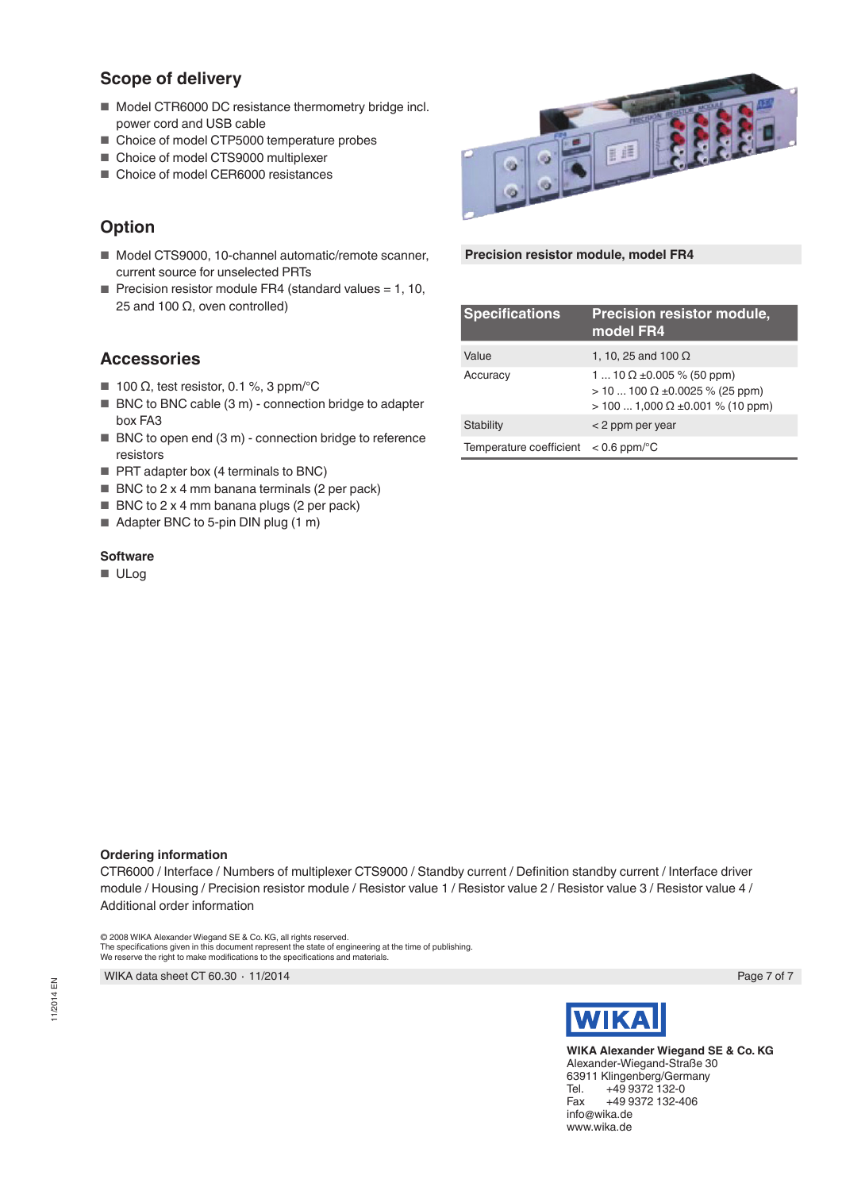## Scope of delivery

- Model CTR6000 DC resistance thermometry bridge incl. power cord and USB cable
- Choice of model CTP5000 temperature probes
- Choice of model CTS9000 multiplexer
- Choice of model CER6000 resistances

## Option

- Model CTS9000, 10-channel automatic/remote scanner, current source for unselected PRTs
- Precision resistor module FR4 (standard values = 1, 10, 25 and 100 Ω, oven controlled)

## Accessories

- 100 Ω, test resistor, 0.1 %, 3 ppm/°C
- BNC to BNC cable (3 m) - connection bridge to adapter box FA3
- BNC to open end (3 m) - connection bridge to reference resistors
- PRT adapter box (4 terminals to BNC)
- BNC to 2 x 4 mm banana terminals (2 per pack)
- BNC to 2 x 4 mm banana plugs (2 per pack)
- Adapter BNC to 5-pin DIN plug (1 m)

### Software

- ULog

**Precision resistor module, model FR4**

| Specifications | Precision resistor module, model FR4 |
|---|---|
| Value | 1, 10, 25 and 100 Ω |
| Accuracy | 1 ... 10 Ω ±0.005 % (50 ppm)<br>> 10 ... 100 Ω ±0.0025 % (25 ppm)<br>> 100 ... 1,000 Ω ±0.001 % (10 ppm) |
| Stability | < 2 ppm per year |
| Temperature coefficient | < 0.6 ppm/°C |

**Ordering information**

CTR6000 / Interface / Numbers of multiplexer CTS9000 / Standby current / Definition standby current / Interface driver module / Housing / Precision resistor module / Resistor value 1 / Resistor value 2 / Resistor value 3 / Resistor value 4 / Additional order information

© 2008 WIKA Alexander Wiegand SE & Co. KG, all rights reserved.
The specifications given in this document represent the state of engineering at the time of publishing.
We reserve the right to make modifications to the specifications and materials.

WIKA Alexander Wiegand SE & Co. KG
Alexander-Wiegand-Straße 30
63911 Klingenberg/Germany
Tel. +49 9372 132-0
Fax +49 9372 132-406
info@wika.de
www.wika.de